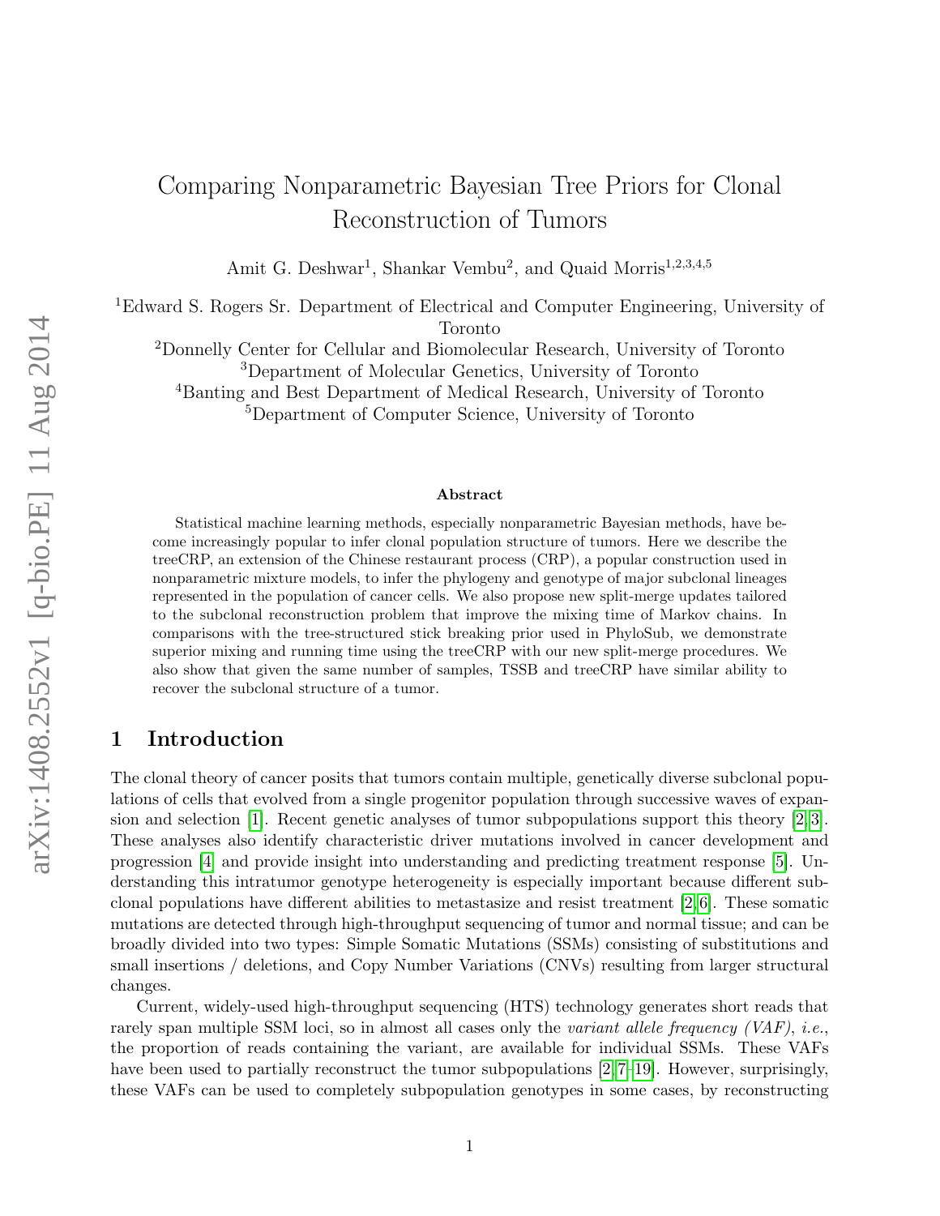# Comparing Nonparametric Bayesian Tree Priors for Clonal Reconstruction of Tumors

Amit G. Deshwar[1], Shankar Vembu[2], and Quaid Morris[1,2,3,4,5]

[1]Edward S. Rogers Sr. Department of Electrical and Computer Engineering, University of Toronto
[2]Donnelly Center for Cellular and Biomolecular Research, University of Toronto
[3]Department of Molecular Genetics, University of Toronto
[4]Banting and Best Department of Medical Research, University of Toronto
[5]Department of Computer Science, University of Toronto

### Abstract

Statistical machine learning methods, especially nonparametric Bayesian methods, have become increasingly popular to infer clonal population structure of tumors. Here we describe the treeCRP, an extension of the Chinese restaurant process (CRP), a popular construction used in nonparametric mixture models, to infer the phylogeny and genotype of major subclonal lineages represented in the population of cancer cells. We also propose new split-merge updates tailored to the subclonal reconstruction problem that improve the mixing time of Markov chains. In comparisons with the tree-structured stick breaking prior used in PhyloSub, we demonstrate superior mixing and running time using the treeCRP with our new split-merge procedures. We also show that given the same number of samples, TSSB and treeCRP have similar ability to recover the subclonal structure of a tumor.

## 1 Introduction

The clonal theory of cancer posits that tumors contain multiple, genetically diverse subclonal populations of cells that evolved from a single progenitor population through successive waves of expansion and selection [1]. Recent genetic analyses of tumor subpopulations support this theory [2, 3]. These analyses also identify characteristic driver mutations involved in cancer development and progression [4] and provide insight into understanding and predicting treatment response [5]. Understanding this intratumor genotype heterogeneity is especially important because different subclonal populations have different abilities to metastasize and resist treatment [2, 6]. These somatic mutations are detected through high-throughput sequencing of tumor and normal tissue; and can be broadly divided into two types: Simple Somatic Mutations (SSMs) consisting of substitutions and small insertions / deletions, and Copy Number Variations (CNVs) resulting from larger structural changes.

Current, widely-used high-throughput sequencing (HTS) technology generates short reads that rarely span multiple SSM loci, so in almost all cases only the *variant allele frequency (VAF)*, *i.e.*, the proportion of reads containing the variant, are available for individual SSMs. These VAFs have been used to partially reconstruct the tumor subpopulations [2, 7–19]. However, surprisingly, these VAFs can be used to completely subpopulation genotypes in some cases, by reconstructing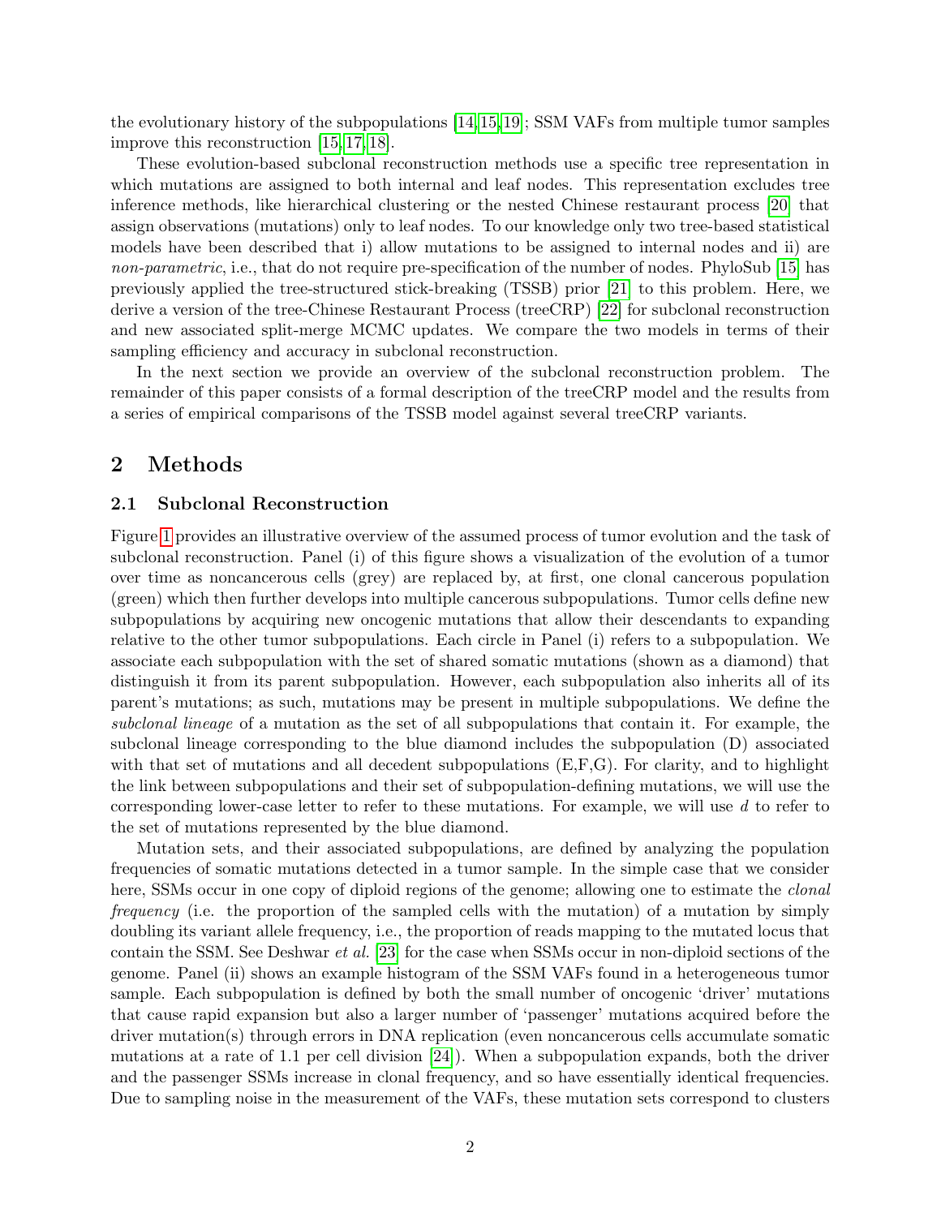the evolutionary history of the subpopulations [14,15,19]; SSM VAFs from multiple tumor samples improve this reconstruction [15,17,18].

These evolution-based subclonal reconstruction methods use a specific tree representation in which mutations are assigned to both internal and leaf nodes. This representation excludes tree inference methods, like hierarchical clustering or the nested Chinese restaurant process [20] that assign observations (mutations) only to leaf nodes. To our knowledge only two tree-based statistical models have been described that i) allow mutations to be assigned to internal nodes and ii) are *non-parametric*, i.e., that do not require pre-specification of the number of nodes. PhyloSub [15] has previously applied the tree-structured stick-breaking (TSSB) prior [21] to this problem. Here, we derive a version of the tree-Chinese Restaurant Process (treeCRP) [22] for subclonal reconstruction and new associated split-merge MCMC updates. We compare the two models in terms of their sampling efficiency and accuracy in subclonal reconstruction.

In the next section we provide an overview of the subclonal reconstruction problem. The remainder of this paper consists of a formal description of the treeCRP model and the results from a series of empirical comparisons of the TSSB model against several treeCRP variants.

## 2 Methods

### 2.1 Subclonal Reconstruction

Figure 1 provides an illustrative overview of the assumed process of tumor evolution and the task of subclonal reconstruction. Panel (i) of this figure shows a visualization of the evolution of a tumor over time as noncancerous cells (grey) are replaced by, at first, one clonal cancerous population (green) which then further develops into multiple cancerous subpopulations. Tumor cells define new subpopulations by acquiring new oncogenic mutations that allow their descendants to expanding relative to the other tumor subpopulations. Each circle in Panel (i) refers to a subpopulation. We associate each subpopulation with the set of shared somatic mutations (shown as a diamond) that distinguish it from its parent subpopulation. However, each subpopulation also inherits all of its parent's mutations; as such, mutations may be present in multiple subpopulations. We define the *subclonal lineage* of a mutation as the set of all subpopulations that contain it. For example, the subclonal lineage corresponding to the blue diamond includes the subpopulation (D) associated with that set of mutations and all decedent subpopulations (E,F,G). For clarity, and to highlight the link between subpopulations and their set of subpopulation-defining mutations, we will use the corresponding lower-case letter to refer to these mutations. For example, we will use $d$ to refer to the set of mutations represented by the blue diamond.

Mutation sets, and their associated subpopulations, are defined by analyzing the population frequencies of somatic mutations detected in a tumor sample. In the simple case that we consider here, SSMs occur in one copy of diploid regions of the genome; allowing one to estimate the *clonal frequency* (i.e. the proportion of the sampled cells with the mutation) of a mutation by simply doubling its variant allele frequency, i.e., the proportion of reads mapping to the mutated locus that contain the SSM. See Deshwar *et al.* [23] for the case when SSMs occur in non-diploid sections of the genome. Panel (ii) shows an example histogram of the SSM VAFs found in a heterogeneous tumor sample. Each subpopulation is defined by both the small number of oncogenic 'driver' mutations that cause rapid expansion but also a larger number of 'passenger' mutations acquired before the driver mutation(s) through errors in DNA replication (even noncancerous cells accumulate somatic mutations at a rate of 1.1 per cell division [24]). When a subpopulation expands, both the driver and the passenger SSMs increase in clonal frequency, and so have essentially identical frequencies. Due to sampling noise in the measurement of the VAFs, these mutation sets correspond to clusters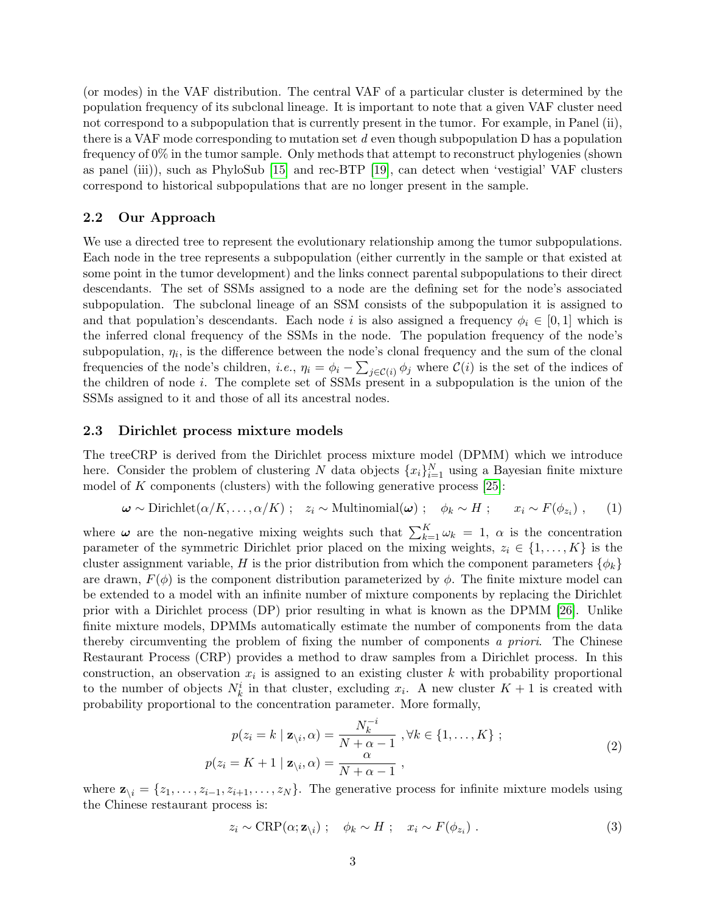(or modes) in the VAF distribution. The central VAF of a particular cluster is determined by the population frequency of its subclonal lineage. It is important to note that a given VAF cluster need not correspond to a subpopulation that is currently present in the tumor. For example, in Panel (ii), there is a VAF mode corresponding to mutation set $d$ even though subpopulation D has a population frequency of 0% in the tumor sample. Only methods that attempt to reconstruct phylogenies (shown as panel (iii)), such as PhyloSub [15] and rec-BTP [19], can detect when 'vestigial' VAF clusters correspond to historical subpopulations that are no longer present in the sample.

## 2.2 Our Approach

We use a directed tree to represent the evolutionary relationship among the tumor subpopulations. Each node in the tree represents a subpopulation (either currently in the sample or that existed at some point in the tumor development) and the links connect parental subpopulations to their direct descendants. The set of SSMs assigned to a node are the defining set for the node's associated subpopulation. The subclonal lineage of an SSM consists of the subpopulation it is assigned to and that population's descendants. Each node $i$ is also assigned a frequency $\phi_i \in [0, 1]$ which is the inferred clonal frequency of the SSMs in the node. The population frequency of the node's subpopulation, $\eta_i$, is the difference between the node's clonal frequency and the sum of the clonal frequencies of the node's children, *i.e.*, $\eta_i = \phi_i - \sum_{j \in \mathcal{C}(i)} \phi_j$ where $\mathcal{C}(i)$ is the set of the indices of the children of node $i$. The complete set of SSMs present in a subpopulation is the union of the SSMs assigned to it and those of all its ancestral nodes.

## 2.3 Dirichlet process mixture models

The treeCRP is derived from the Dirichlet process mixture model (DPMM) which we introduce here. Consider the problem of clustering $N$ data objects $\{x_i\}_{i=1}^N$ using a Bayesian finite mixture model of $K$ components (clusters) with the following generative process [25]:

$$\boldsymbol{\omega} \sim \text{Dirichlet}(\alpha/K, \ldots, \alpha/K) \; ; \quad z_i \sim \text{Multinomial}(\boldsymbol{\omega}) \; ; \quad \phi_k \sim H \; ; \qquad x_i \sim F(\phi_{z_i}) \; , \qquad (1)$$

where $\boldsymbol{\omega}$ are the non-negative mixing weights such that $\sum_{k=1}^K \omega_k = 1$, $\alpha$ is the concentration parameter of the symmetric Dirichlet prior placed on the mixing weights, $z_i \in \{1, \ldots, K\}$ is the cluster assignment variable, $H$ is the prior distribution from which the component parameters $\{\phi_k\}$ are drawn, $F(\phi)$ is the component distribution parameterized by $\phi$. The finite mixture model can be extended to a model with an infinite number of mixture components by replacing the Dirichlet prior with a Dirichlet process (DP) prior resulting in what is known as the DPMM [26]. Unlike finite mixture models, DPMMs automatically estimate the number of components from the data thereby circumventing the problem of fixing the number of components *a priori*. The Chinese Restaurant Process (CRP) provides a method to draw samples from a Dirichlet process. In this construction, an observation $x_i$ is assigned to an existing cluster $k$ with probability proportional to the number of objects $N_k^i$ in that cluster, excluding $x_i$. A new cluster $K + 1$ is created with probability proportional to the concentration parameter. More formally,

$$\begin{aligned} p(z_i = k \mid \mathbf{z}_{\setminus i}, \alpha) &= \frac{N_k^{-i}}{N + \alpha - 1} \; , \forall k \in \{1, \ldots, K\} \; ; \\ p(z_i = K + 1 \mid \mathbf{z}_{\setminus i}, \alpha) &= \frac{\alpha}{N + \alpha - 1} \; , \end{aligned} \qquad (2)$$

where $\mathbf{z}_{\setminus i} = \{z_1, \ldots, z_{i-1}, z_{i+1}, \ldots, z_N\}$. The generative process for infinite mixture models using the Chinese restaurant process is:

$$z_i \sim \text{CRP}(\alpha; \mathbf{z}_{\setminus i}) \; ; \quad \phi_k \sim H \; ; \quad x_i \sim F(\phi_{z_i}) \; . \qquad (3)$$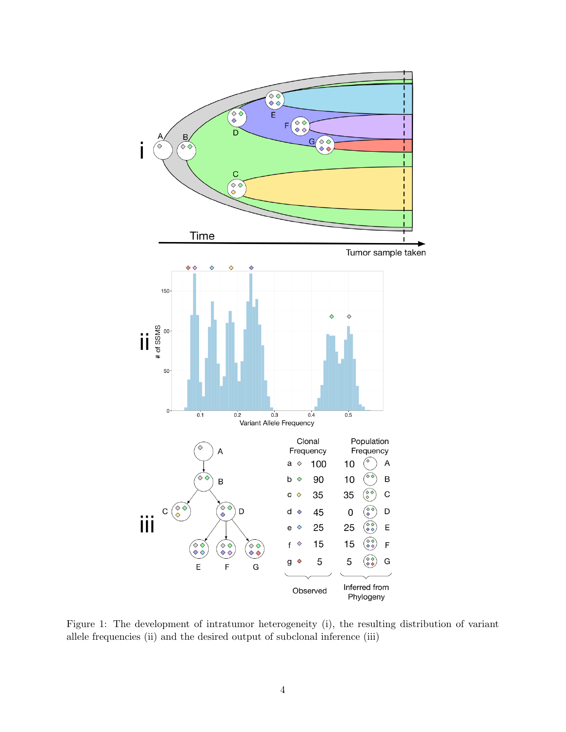Figure 1: The development of intratumor heterogeneity (i), the resulting distribution of variant allele frequencies (ii) and the desired output of subclonal inference (iii)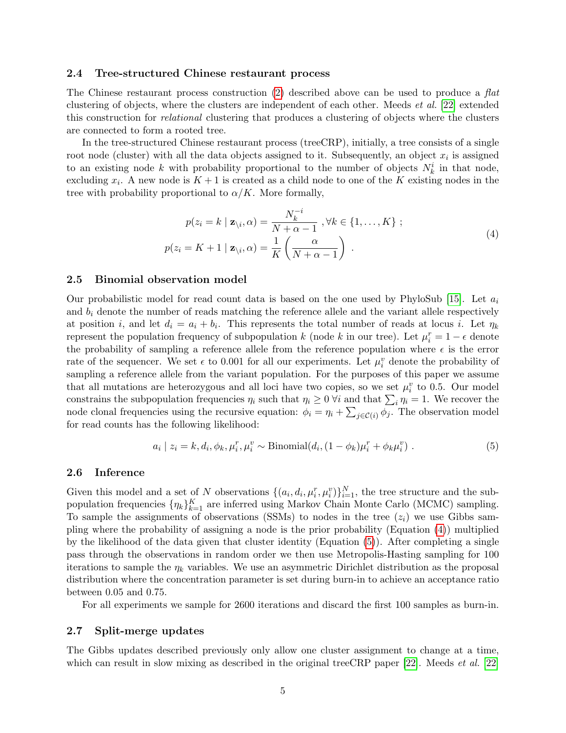### 2.4 Tree-structured Chinese restaurant process

The Chinese restaurant process construction (2) described above can be used to produce a *flat* clustering of objects, where the clusters are independent of each other. Meeds *et al.* [22] extended this construction for *relational* clustering that produces a clustering of objects where the clusters are connected to form a rooted tree.

In the tree-structured Chinese restaurant process (treeCRP), initially, a tree consists of a single root node (cluster) with all the data objects assigned to it. Subsequently, an object $x_i$ is assigned to an existing node $k$ with probability proportional to the number of objects $N_k^i$ in that node, excluding $x_i$. A new node is $K+1$ is created as a child node to one of the $K$ existing nodes in the tree with probability proportional to $\alpha/K$. More formally,

$$
\begin{aligned}
p(z_i = k \mid \mathbf{z}_{\setminus i}, \alpha) &= \frac{N_k^{-i}}{N + \alpha - 1} \ , \forall k \in \{1, \dots, K\} \ ; \\
p(z_i = K+1 \mid \mathbf{z}_{\setminus i}, \alpha) &= \frac{1}{K} \left( \frac{\alpha}{N + \alpha - 1} \right) \ .
\end{aligned}
\tag{4}
$$

### 2.5 Binomial observation model

Our probabilistic model for read count data is based on the one used by PhyloSub [15]. Let $a_i$ and $b_i$ denote the number of reads matching the reference allele and the variant allele respectively at position $i$, and let $d_i = a_i + b_i$. This represents the total number of reads at locus $i$. Let $\eta_k$ represent the population frequency of subpopulation $k$ (node $k$ in our tree). Let $\mu_i^r = 1 - \epsilon$ denote the probability of sampling a reference allele from the reference population where $\epsilon$ is the error rate of the sequencer. We set $\epsilon$ to 0.001 for all our experiments. Let $\mu_i^v$ denote the probability of sampling a reference allele from the variant population. For the purposes of this paper we assume that all mutations are heterozygous and all loci have two copies, so we set $\mu_i^v$ to 0.5. Our model constrains the subpopulation frequencies $\eta_i$ such that $\eta_i \geq 0 \ \forall i$ and that $\sum_i \eta_i = 1$. We recover the node clonal frequencies using the recursive equation: $\phi_i = \eta_i + \sum_{j \in \mathcal{C}(i)} \phi_j$. The observation model for read counts has the following likelihood:

$$
a_i \mid z_i = k, d_i, \phi_k, \mu_i^r, \mu_i^v \sim \text{Binomial}(d_i, (1 - \phi_k)\mu_i^r + \phi_k \mu_i^v) \ . \tag{5}
$$

### 2.6 Inference

Given this model and a set of $N$ observations $\{(a_i, d_i, \mu_i^r, \mu_i^v)\}_{i=1}^N$, the tree structure and the subpopulation frequencies $\{\eta_k\}_{k=1}^K$ are inferred using Markov Chain Monte Carlo (MCMC) sampling. To sample the assignments of observations (SSMs) to nodes in the tree ($z_i$) we use Gibbs sampling where the probability of assigning a node is the prior probability (Equation (4)) multiplied by the likelihood of the data given that cluster identity (Equation (5)). After completing a single pass through the observations in random order we then use Metropolis-Hasting sampling for 100 iterations to sample the $\eta_k$ variables. We use an asymmetric Dirichlet distribution as the proposal distribution where the concentration parameter is set during burn-in to achieve an acceptance ratio between 0.05 and 0.75.

For all experiments we sample for 2600 iterations and discard the first 100 samples as burn-in.

### 2.7 Split-merge updates

The Gibbs updates described previously only allow one cluster assignment to change at a time, which can result in slow mixing as described in the original treeCRP paper [22]. Meeds *et al.* [22]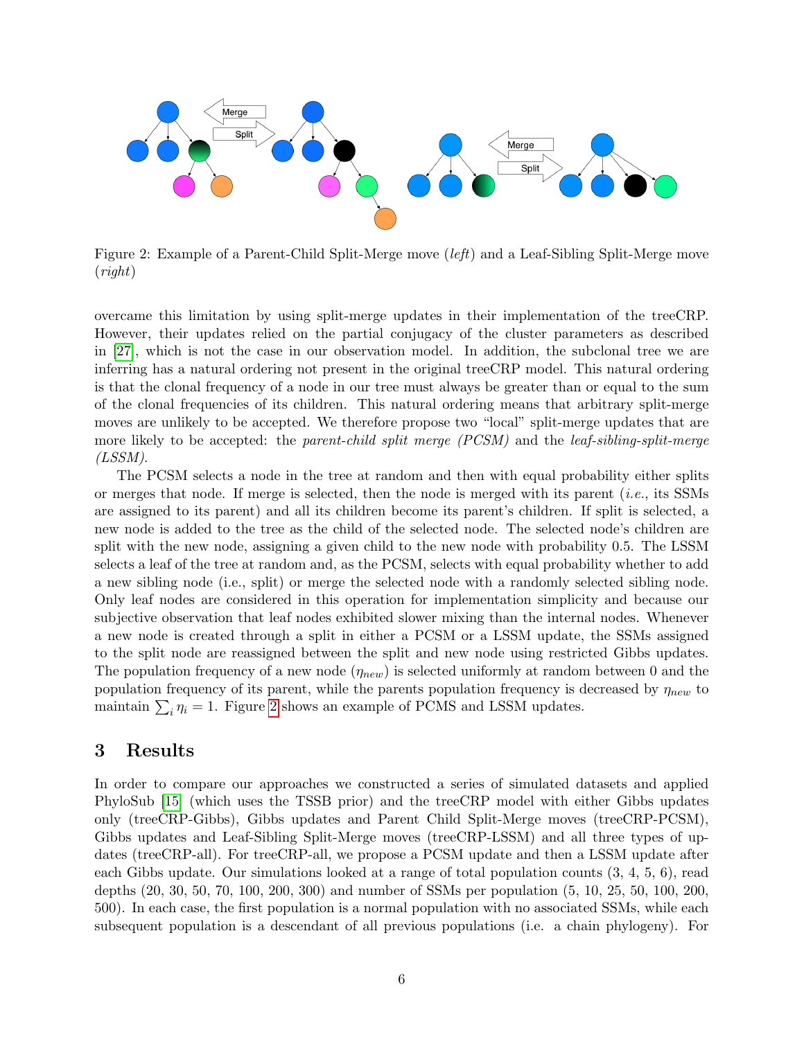Figure 2: Example of a Parent-Child Split-Merge move (*left*) and a Leaf-Sibling Split-Merge move (*right*)

overcame this limitation by using split-merge updates in their implementation of the treeCRP. However, their updates relied on the partial conjugacy of the cluster parameters as described in [27], which is not the case in our observation model. In addition, the subclonal tree we are inferring has a natural ordering not present in the original treeCRP model. This natural ordering is that the clonal frequency of a node in our tree must always be greater than or equal to the sum of the clonal frequencies of its children. This natural ordering means that arbitrary split-merge moves are unlikely to be accepted. We therefore propose two "local" split-merge updates that are more likely to be accepted: the *parent-child split merge (PCSM)* and the *leaf-sibling-split-merge (LSSM)*.

The PCSM selects a node in the tree at random and then with equal probability either splits or merges that node. If merge is selected, then the node is merged with its parent (*i.e.*, its SSMs are assigned to its parent) and all its children become its parent's children. If split is selected, a new node is added to the tree as the child of the selected node. The selected node's children are split with the new node, assigning a given child to the new node with probability 0.5. The LSSM selects a leaf of the tree at random and, as the PCSM, selects with equal probability whether to add a new sibling node (i.e., split) or merge the selected node with a randomly selected sibling node. Only leaf nodes are considered in this operation for implementation simplicity and because our subjective observation that leaf nodes exhibited slower mixing than the internal nodes. Whenever a new node is created through a split in either a PCSM or a LSSM update, the SSMs assigned to the split node are reassigned between the split and new node using restricted Gibbs updates. The population frequency of a new node ($\eta_{new}$) is selected uniformly at random between 0 and the population frequency of its parent, while the parents population frequency is decreased by $\eta_{new}$ to maintain $\sum_i \eta_i = 1$. Figure 2 shows an example of PCMS and LSSM updates.

## 3 Results

In order to compare our approaches we constructed a series of simulated datasets and applied PhyloSub [15] (which uses the TSSB prior) and the treeCRP model with either Gibbs updates only (treeCRP-Gibbs), Gibbs updates and Parent Child Split-Merge moves (treeCRP-PCSM), Gibbs updates and Leaf-Sibling Split-Merge moves (treeCRP-LSSM) and all three types of updates (treeCRP-all). For treeCRP-all, we propose a PCSM update and then a LSSM update after each Gibbs update. Our simulations looked at a range of total population counts (3, 4, 5, 6), read depths (20, 30, 50, 70, 100, 200, 300) and number of SSMs per population (5, 10, 25, 50, 100, 200, 500). In each case, the first population is a normal population with no associated SSMs, while each subsequent population is a descendant of all previous populations (i.e. a chain phylogeny). For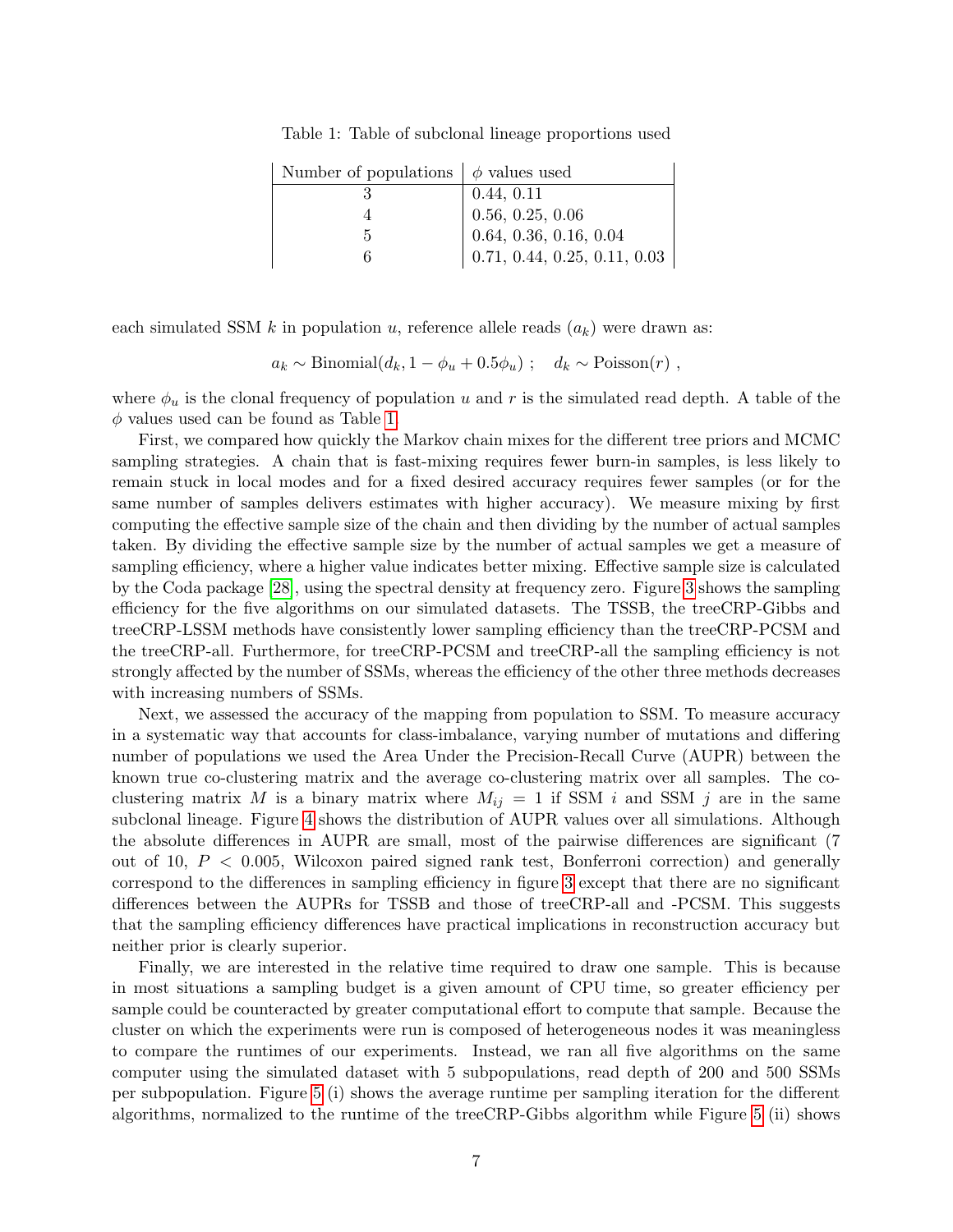Table 1: Table of subclonal lineage proportions used

| Number of populations | $\phi$ values used |
|---|---|
| 3 | 0.44, 0.11 |
| 4 | 0.56, 0.25, 0.06 |
| 5 | 0.64, 0.36, 0.16, 0.04 |
| 6 | 0.71, 0.44, 0.25, 0.11, 0.03 |

each simulated SSM $k$ in population $u$, reference allele reads ($a_k$) were drawn as:

$$a_k \sim \text{Binomial}(d_k, 1 - \phi_u + 0.5\phi_u) \; ; \quad d_k \sim \text{Poisson}(r) \; ,$$

where $\phi_u$ is the clonal frequency of population $u$ and $r$ is the simulated read depth. A table of the $\phi$ values used can be found as Table 1.

First, we compared how quickly the Markov chain mixes for the different tree priors and MCMC sampling strategies. A chain that is fast-mixing requires fewer burn-in samples, is less likely to remain stuck in local modes and for a fixed desired accuracy requires fewer samples (or for the same number of samples delivers estimates with higher accuracy). We measure mixing by first computing the effective sample size of the chain and then dividing by the number of actual samples taken. By dividing the effective sample size by the number of actual samples we get a measure of sampling efficiency, where a higher value indicates better mixing. Effective sample size is calculated by the Coda package [28], using the spectral density at frequency zero. Figure 3 shows the sampling efficiency for the five algorithms on our simulated datasets. The TSSB, the treeCRP-Gibbs and treeCRP-LSSM methods have consistently lower sampling efficiency than the treeCRP-PCSM and the treeCRP-all. Furthermore, for treeCRP-PCSM and treeCRP-all the sampling efficiency is not strongly affected by the number of SSMs, whereas the efficiency of the other three methods decreases with increasing numbers of SSMs.

Next, we assessed the accuracy of the mapping from population to SSM. To measure accuracy in a systematic way that accounts for class-imbalance, varying number of mutations and differing number of populations we used the Area Under the Precision-Recall Curve (AUPR) between the known true co-clustering matrix and the average co-clustering matrix over all samples. The co-clustering matrix $M$ is a binary matrix where $M_{ij} = 1$ if SSM $i$ and SSM $j$ are in the same subclonal lineage. Figure 4 shows the distribution of AUPR values over all simulations. Although the absolute differences in AUPR are small, most of the pairwise differences are significant (7 out of 10, $P < 0.005$, Wilcoxon paired signed rank test, Bonferroni correction) and generally correspond to the differences in sampling efficiency in figure 3 except that there are no significant differences between the AUPRs for TSSB and those of treeCRP-all and -PCSM. This suggests that the sampling efficiency differences have practical implications in reconstruction accuracy but neither prior is clearly superior.

Finally, we are interested in the relative time required to draw one sample. This is because in most situations a sampling budget is a given amount of CPU time, so greater efficiency per sample could be counteracted by greater computational effort to compute that sample. Because the cluster on which the experiments were run is composed of heterogeneous nodes it was meaningless to compare the runtimes of our experiments. Instead, we ran all five algorithms on the same computer using the simulated dataset with 5 subpopulations, read depth of 200 and 500 SSMs per subpopulation. Figure 5 (i) shows the average runtime per sampling iteration for the different algorithms, normalized to the runtime of the treeCRP-Gibbs algorithm while Figure 5 (ii) shows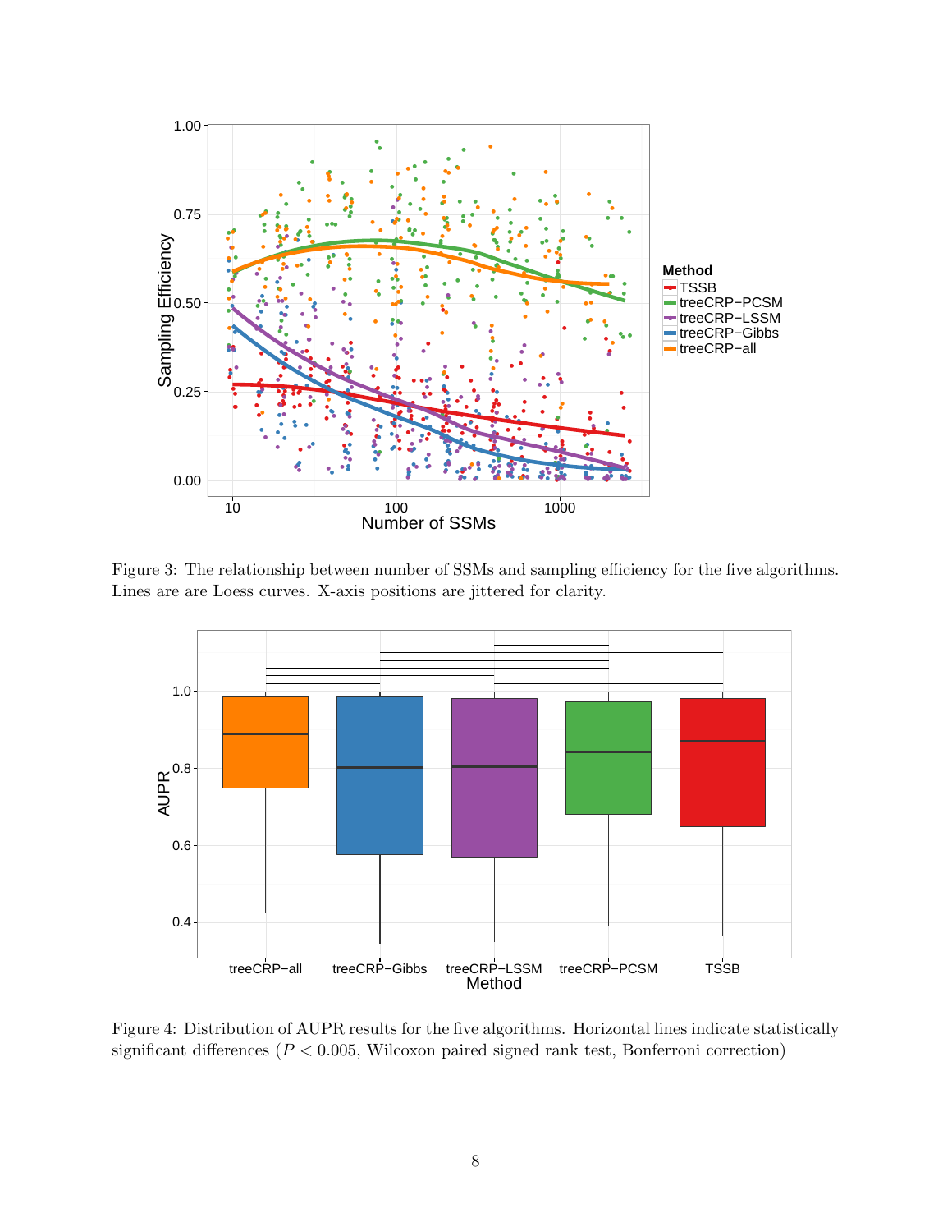Figure 3: The relationship between number of SSMs and sampling efficiency for the five algorithms. Lines are are Loess curves. X-axis positions are jittered for clarity.

Figure 4: Distribution of AUPR results for the five algorithms. Horizontal lines indicate statistically significant differences ($P < 0.005$, Wilcoxon paired signed rank test, Bonferroni correction)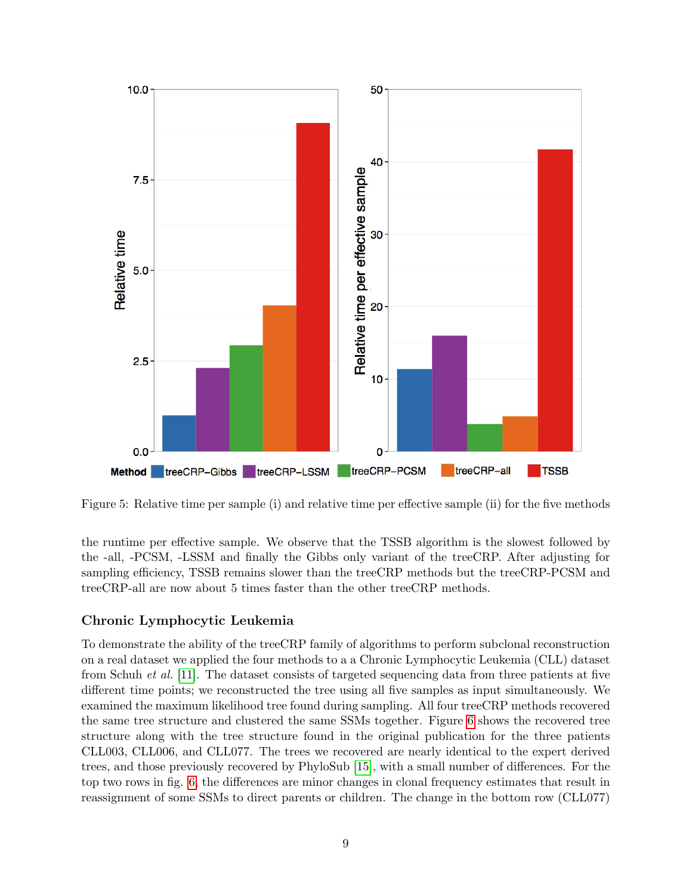Figure 5: Relative time per sample (i) and relative time per effective sample (ii) for the five methods

the runtime per effective sample. We observe that the TSSB algorithm is the slowest followed by the -all, -PCSM, -LSSM and finally the Gibbs only variant of the treeCRP. After adjusting for sampling efficiency, TSSB remains slower than the treeCRP methods but the treeCRP-PCSM and treeCRP-all are now about 5 times faster than the other treeCRP methods.

### Chronic Lymphocytic Leukemia

To demonstrate the ability of the treeCRP family of algorithms to perform subclonal reconstruction on a real dataset we applied the four methods to a a Chronic Lymphocytic Leukemia (CLL) dataset from Schuh *et al.* [11]. The dataset consists of targeted sequencing data from three patients at five different time points; we reconstructed the tree using all five samples as input simultaneously. We examined the maximum likelihood tree found during sampling. All four treeCRP methods recovered the same tree structure and clustered the same SSMs together. Figure 6 shows the recovered tree structure along with the tree structure found in the original publication for the three patients CLL003, CLL006, and CLL077. The trees we recovered are nearly identical to the expert derived trees, and those previously recovered by PhyloSub [15], with a small number of differences. For the top two rows in fig. 6, the differences are minor changes in clonal frequency estimates that result in reassignment of some SSMs to direct parents or children. The change in the bottom row (CLL077)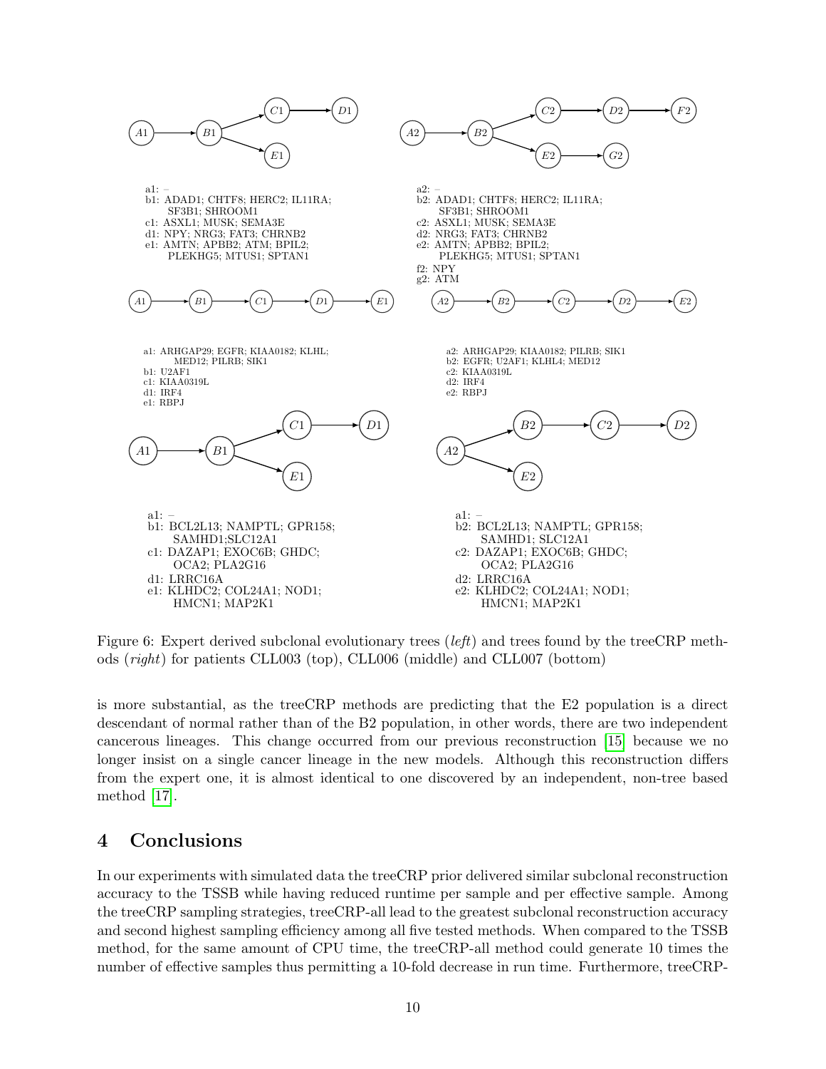a1: –
b1: ADAD1; CHTF8; HERC2; IL11RA; SF3B1; SHROOM1
c1: ASXL1; MUSK; SEMA3E
d1: NPY; NRG3; FAT3; CHRNB2
e1: AMTN; APBB2; ATM; BPIL2; PLEKHG5; MTUS1; SPTAN1

a2: –
b2: ADAD1; CHTF8; HERC2; IL11RA; SF3B1; SHROOM1
c2: ASXL1; MUSK; SEMA3E
d2: NRG3; FAT3; CHRNB2
e2: AMTN; APBB2; BPIL2; PLEKHG5; MTUS1; SPTAN1
f2: NPY
g2: ATM

a1: ARHGAP29; EGFR; KIAA0182; KLHL; MED12; PILRB; SIK1
b1: U2AF1
c1: KIAA0319L
d1: IRF4
e1: RBPJ

a2: ARHGAP29; KIAA0182; PILRB; SIK1
b2: EGFR; U2AF1; KLHL4; MED12
c2: KIAA0319L
d2: IRF4
e2: RBPJ

a1: –
b1: BCL2L13; NAMPTL; GPR158; SAMHD1;SLC12A1
c1: DAZAP1; EXOC6B; GHDC; OCA2; PLA2G16
d1: LRRC16A
e1: KLHDC2; COL24A1; NOD1; HMCN1; MAP2K1

a1: –
b2: BCL2L13; NAMPTL; GPR158; SAMHD1; SLC12A1
c2: DAZAP1; EXOC6B; GHDC; OCA2; PLA2G16
d2: LRRC16A
e2: KLHDC2; COL24A1; NOD1; HMCN1; MAP2K1

Figure 6: Expert derived subclonal evolutionary trees (*left*) and trees found by the treeCRP methods (*right*) for patients CLL003 (top), CLL006 (middle) and CLL007 (bottom)

is more substantial, as the treeCRP methods are predicting that the E2 population is a direct descendant of normal rather than of the B2 population, in other words, there are two independent cancerous lineages. This change occurred from our previous reconstruction [15] because we no longer insist on a single cancer lineage in the new models. Although this reconstruction differs from the expert one, it is almost identical to one discovered by an independent, non-tree based method [17].

# 4 Conclusions

In our experiments with simulated data the treeCRP prior delivered similar subclonal reconstruction accuracy to the TSSB while having reduced runtime per sample and per effective sample. Among the treeCRP sampling strategies, treeCRP-all lead to the greatest subclonal reconstruction accuracy and second highest sampling efficiency among all five tested methods. When compared to the TSSB method, for the same amount of CPU time, the treeCRP-all method could generate 10 times the number of effective samples thus permitting a 10-fold decrease in run time. Furthermore, treeCRP-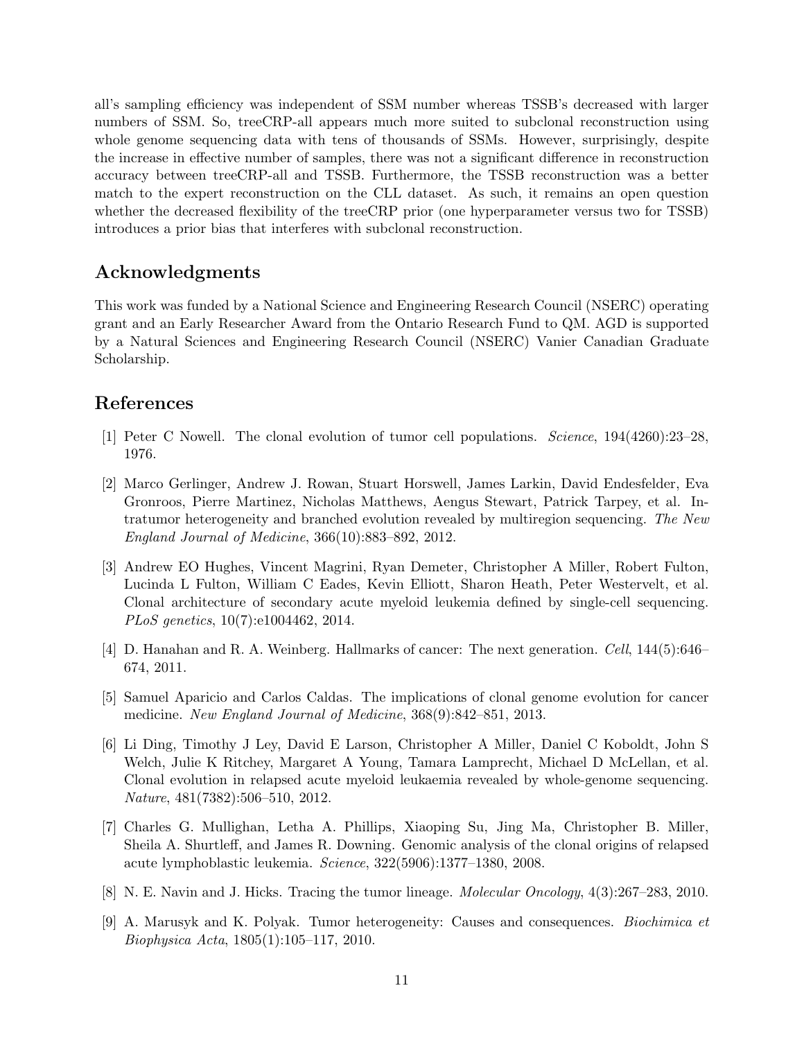all's sampling efficiency was independent of SSM number whereas TSSB's decreased with larger numbers of SSM. So, treeCRP-all appears much more suited to subclonal reconstruction using whole genome sequencing data with tens of thousands of SSMs. However, surprisingly, despite the increase in effective number of samples, there was not a significant difference in reconstruction accuracy between treeCRP-all and TSSB. Furthermore, the TSSB reconstruction was a better match to the expert reconstruction on the CLL dataset. As such, it remains an open question whether the decreased flexibility of the treeCRP prior (one hyperparameter versus two for TSSB) introduces a prior bias that interferes with subclonal reconstruction.

## Acknowledgments

This work was funded by a National Science and Engineering Research Council (NSERC) operating grant and an Early Researcher Award from the Ontario Research Fund to QM. AGD is supported by a Natural Sciences and Engineering Research Council (NSERC) Vanier Canadian Graduate Scholarship.

## References

[1] Peter C Nowell. The clonal evolution of tumor cell populations. *Science*, 194(4260):23–28, 1976.

[2] Marco Gerlinger, Andrew J. Rowan, Stuart Horswell, James Larkin, David Endesfelder, Eva Gronroos, Pierre Martinez, Nicholas Matthews, Aengus Stewart, Patrick Tarpey, et al. Intratumor heterogeneity and branched evolution revealed by multiregion sequencing. *The New England Journal of Medicine*, 366(10):883–892, 2012.

[3] Andrew EO Hughes, Vincent Magrini, Ryan Demeter, Christopher A Miller, Robert Fulton, Lucinda L Fulton, William C Eades, Kevin Elliott, Sharon Heath, Peter Westervelt, et al. Clonal architecture of secondary acute myeloid leukemia defined by single-cell sequencing. *PLoS genetics*, 10(7):e1004462, 2014.

[4] D. Hanahan and R. A. Weinberg. Hallmarks of cancer: The next generation. *Cell*, 144(5):646–674, 2011.

[5] Samuel Aparicio and Carlos Caldas. The implications of clonal genome evolution for cancer medicine. *New England Journal of Medicine*, 368(9):842–851, 2013.

[6] Li Ding, Timothy J Ley, David E Larson, Christopher A Miller, Daniel C Koboldt, John S Welch, Julie K Ritchey, Margaret A Young, Tamara Lamprecht, Michael D McLellan, et al. Clonal evolution in relapsed acute myeloid leukaemia revealed by whole-genome sequencing. *Nature*, 481(7382):506–510, 2012.

[7] Charles G. Mullighan, Letha A. Phillips, Xiaoping Su, Jing Ma, Christopher B. Miller, Sheila A. Shurtleff, and James R. Downing. Genomic analysis of the clonal origins of relapsed acute lymphoblastic leukemia. *Science*, 322(5906):1377–1380, 2008.

[8] N. E. Navin and J. Hicks. Tracing the tumor lineage. *Molecular Oncology*, 4(3):267–283, 2010.

[9] A. Marusyk and K. Polyak. Tumor heterogeneity: Causes and consequences. *Biochimica et Biophysica Acta*, 1805(1):105–117, 2010.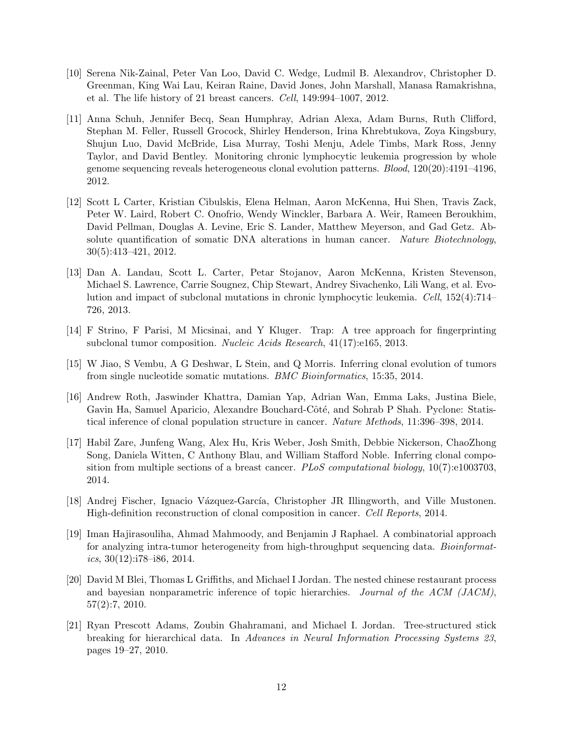[10] Serena Nik-Zainal, Peter Van Loo, David C. Wedge, Ludmil B. Alexandrov, Christopher D. Greenman, King Wai Lau, Keiran Raine, David Jones, John Marshall, Manasa Ramakrishna, et al. The life history of 21 breast cancers. *Cell*, 149:994–1007, 2012.

[11] Anna Schuh, Jennifer Becq, Sean Humphray, Adrian Alexa, Adam Burns, Ruth Clifford, Stephan M. Feller, Russell Grocock, Shirley Henderson, Irina Khrebtukova, Zoya Kingsbury, Shujun Luo, David McBride, Lisa Murray, Toshi Menju, Adele Timbs, Mark Ross, Jenny Taylor, and David Bentley. Monitoring chronic lymphocytic leukemia progression by whole genome sequencing reveals heterogeneous clonal evolution patterns. *Blood*, 120(20):4191–4196, 2012.

[12] Scott L Carter, Kristian Cibulskis, Elena Helman, Aaron McKenna, Hui Shen, Travis Zack, Peter W. Laird, Robert C. Onofrio, Wendy Winckler, Barbara A. Weir, Rameen Beroukhim, David Pellman, Douglas A. Levine, Eric S. Lander, Matthew Meyerson, and Gad Getz. Absolute quantification of somatic DNA alterations in human cancer. *Nature Biotechnology*, 30(5):413–421, 2012.

[13] Dan A. Landau, Scott L. Carter, Petar Stojanov, Aaron McKenna, Kristen Stevenson, Michael S. Lawrence, Carrie Sougnez, Chip Stewart, Andrey Sivachenko, Lili Wang, et al. Evolution and impact of subclonal mutations in chronic lymphocytic leukemia. *Cell*, 152(4):714–726, 2013.

[14] F Strino, F Parisi, M Micsinai, and Y Kluger. Trap: A tree approach for fingerprinting subclonal tumor composition. *Nucleic Acids Research*, 41(17):e165, 2013.

[15] W Jiao, S Vembu, A G Deshwar, L Stein, and Q Morris. Inferring clonal evolution of tumors from single nucleotide somatic mutations. *BMC Bioinformatics*, 15:35, 2014.

[16] Andrew Roth, Jaswinder Khattra, Damian Yap, Adrian Wan, Emma Laks, Justina Biele, Gavin Ha, Samuel Aparicio, Alexandre Bouchard-Côté, and Sohrab P Shah. Pyclone: Statistical inference of clonal population structure in cancer. *Nature Methods*, 11:396–398, 2014.

[17] Habil Zare, Junfeng Wang, Alex Hu, Kris Weber, Josh Smith, Debbie Nickerson, ChaoZhong Song, Daniela Witten, C Anthony Blau, and William Stafford Noble. Inferring clonal composition from multiple sections of a breast cancer. *PLoS computational biology*, 10(7):e1003703, 2014.

[18] Andrej Fischer, Ignacio Vázquez-García, Christopher JR Illingworth, and Ville Mustonen. High-definition reconstruction of clonal composition in cancer. *Cell Reports*, 2014.

[19] Iman Hajirasouliha, Ahmad Mahmoody, and Benjamin J Raphael. A combinatorial approach for analyzing intra-tumor heterogeneity from high-throughput sequencing data. *Bioinformatics*, 30(12):i78–i86, 2014.

[20] David M Blei, Thomas L Griffiths, and Michael I Jordan. The nested chinese restaurant process and bayesian nonparametric inference of topic hierarchies. *Journal of the ACM (JACM)*, 57(2):7, 2010.

[21] Ryan Prescott Adams, Zoubin Ghahramani, and Michael I. Jordan. Tree-structured stick breaking for hierarchical data. In *Advances in Neural Information Processing Systems 23*, pages 19–27, 2010.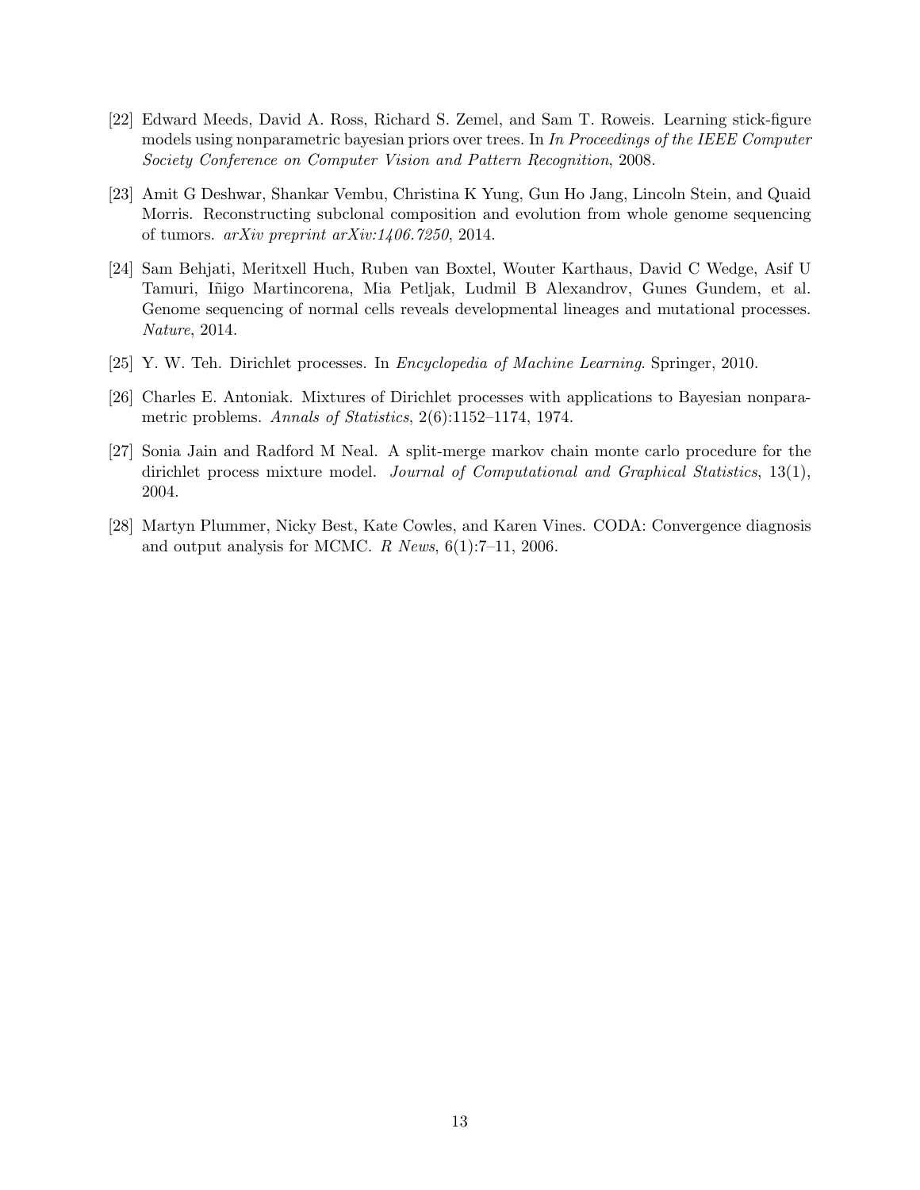[22] Edward Meeds, David A. Ross, Richard S. Zemel, and Sam T. Roweis. Learning stick-figure models using nonparametric bayesian priors over trees. In *In Proceedings of the IEEE Computer Society Conference on Computer Vision and Pattern Recognition*, 2008.

[23] Amit G Deshwar, Shankar Vembu, Christina K Yung, Gun Ho Jang, Lincoln Stein, and Quaid Morris. Reconstructing subclonal composition and evolution from whole genome sequencing of tumors. *arXiv preprint arXiv:1406.7250*, 2014.

[24] Sam Behjati, Meritxell Huch, Ruben van Boxtel, Wouter Karthaus, David C Wedge, Asif U Tamuri, Iñigo Martincorena, Mia Petljak, Ludmil B Alexandrov, Gunes Gundem, et al. Genome sequencing of normal cells reveals developmental lineages and mutational processes. *Nature*, 2014.

[25] Y. W. Teh. Dirichlet processes. In *Encyclopedia of Machine Learning*. Springer, 2010.

[26] Charles E. Antoniak. Mixtures of Dirichlet processes with applications to Bayesian nonparametric problems. *Annals of Statistics*, 2(6):1152–1174, 1974.

[27] Sonia Jain and Radford M Neal. A split-merge markov chain monte carlo procedure for the dirichlet process mixture model. *Journal of Computational and Graphical Statistics*, 13(1), 2004.

[28] Martyn Plummer, Nicky Best, Kate Cowles, and Karen Vines. CODA: Convergence diagnosis and output analysis for MCMC. *R News*, 6(1):7–11, 2006.